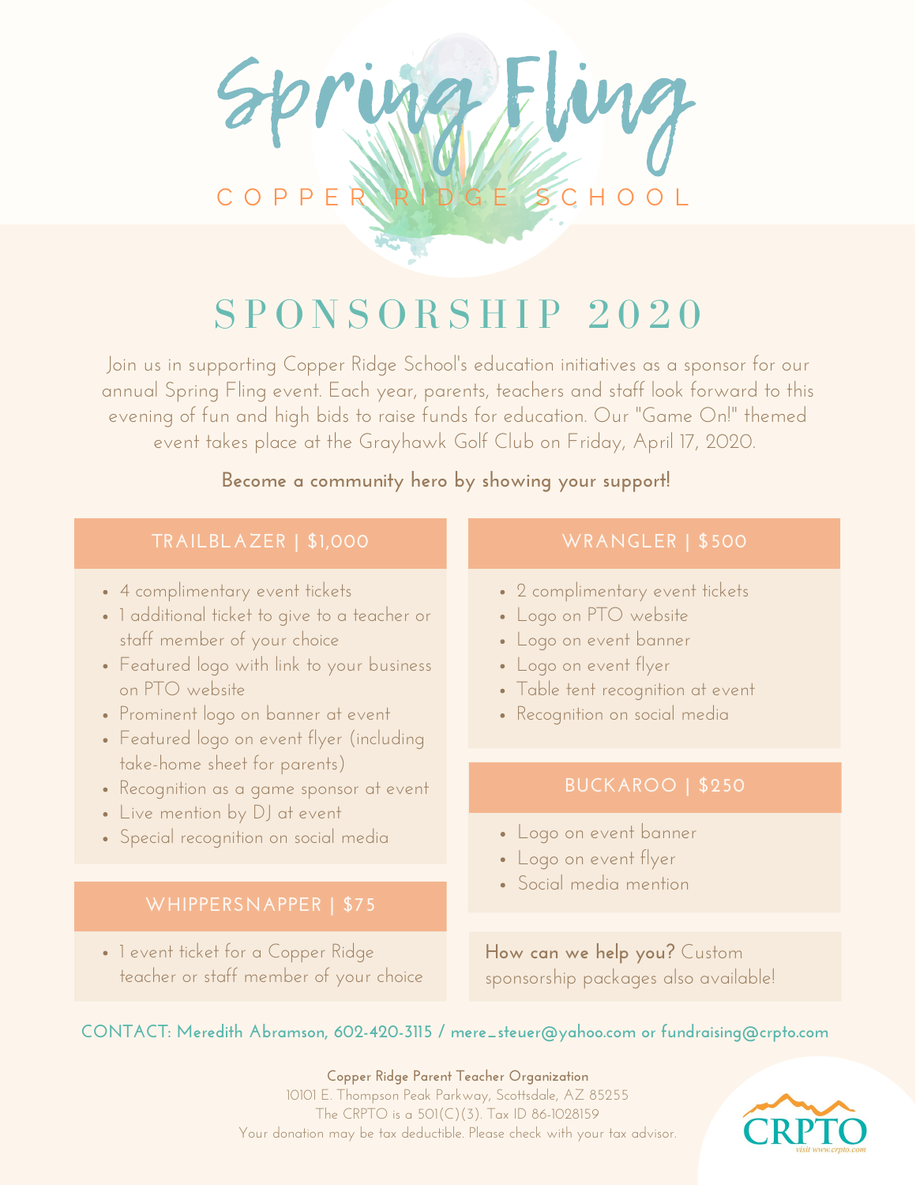# Spring Fling

COPPER RIDGE SCHOOL

## SPONSORSHIP 2020

Join us in supporting Copper Ridge School's education initiatives as a sponsor for our annual Spring Fling event. Each year, parents, teachers and staff look forward to this evening of fun and high bids to raise funds for education. Our "Game On!" themed event takes place at the Grayhawk Golf Club on Friday, April 17, 2020.

**Become a community hero by showing your support!**

### TRAILBLAZER | $1,000

- 4 complimentary event tickets
- 1 additional ticket to give to a teacher or staff member of your choice
- Featured logo with link to your business on PTO website
- Prominent logo on banner at event
- Featured logo on event flyer (including take-home sheet for parents)
- Recognition as a game sponsor at event
- Live mention by DJ at event
- Special recognition on social media

### WHIPPERSNAPPER | $75

- 1 event ticket for a Copper Ridge teacher or staff member of your choice

### WRANGLER | $500

- 2 complimentary event tickets
- Logo on PTO website
- Logo on event banner
- Logo on event flyer
- Table tent recognition at event
- Recognition on social media

### BUCKAROO | $250

- Logo on event banner
- Logo on event flyer
- Social media mention

**How can we help you?** Custom sponsorship packages also available!

**CONTACT: Meredith Abramson, 602-420-3115 / mere_steuer@yahoo.com or fundraising@crpto.com**

**Copper Ridge Parent Teacher Organization**
10101 E. Thompson Peak Parkway, Scottsdale, AZ 85255
The CRPTO is a 501(C)(3). Tax ID 86-1028159
Your donation may be tax deductible. Please check with your tax advisor.

CRPTO
visit www.crpto.com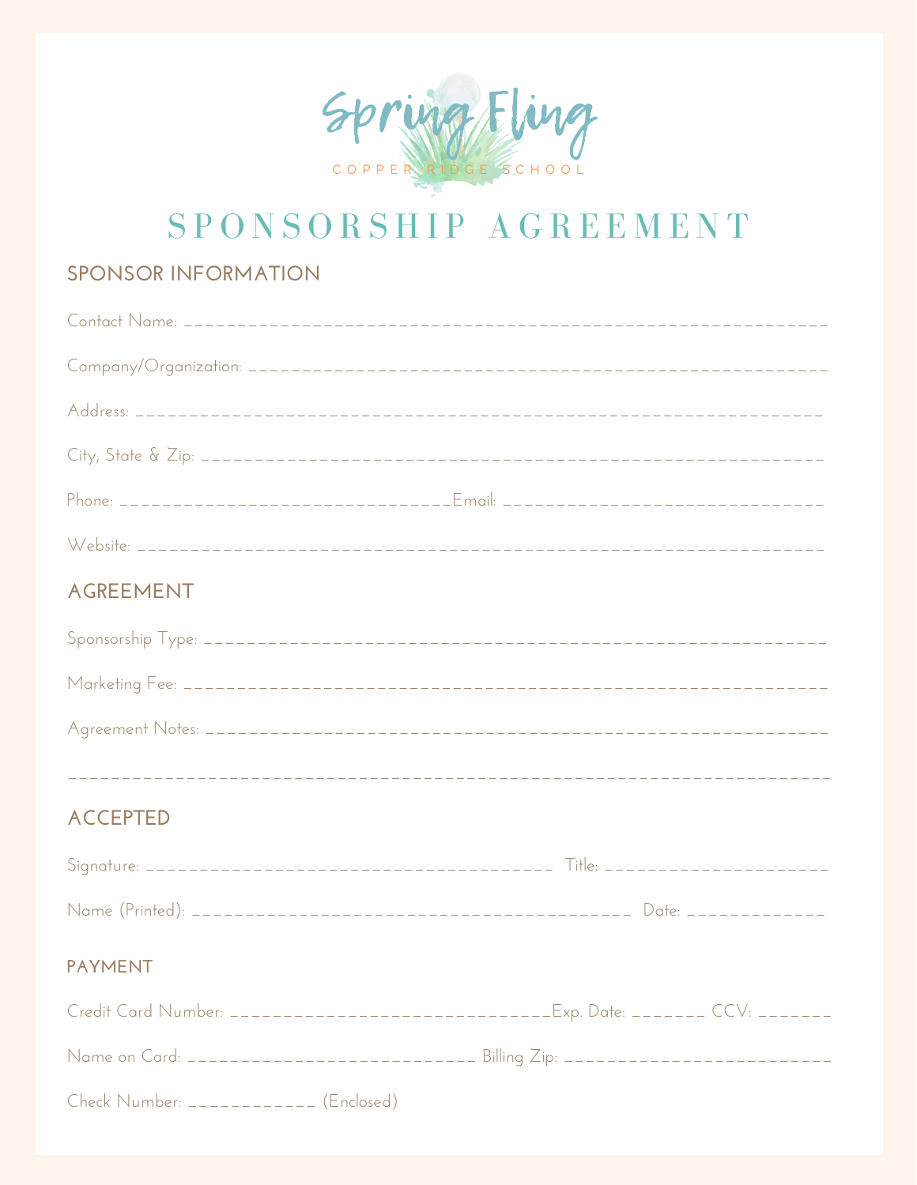Spring Fling

COPPER RIDGE SCHOOL

# SPONSORSHIP AGREEMENT

## SPONSOR INFORMATION

Contact Name: ___________________________________________________________

Company/Organization: ___________________________________________________

Address: ________________________________________________________________

City, State & Zip: ______________________________________________________

Phone: _______________________________Email: _____________________________

Website: ________________________________________________________________

## AGREEMENT

Sponsorship Type: _______________________________________________________

Marketing Fee: __________________________________________________________

Agreement Notes: ________________________________________________________

_________________________________________________________________________

## ACCEPTED

Signature: ____________________________________ Title: ____________________

Name (Printed): ________________________________________ Date: _____________

## PAYMENT

Credit Card Number: ______________________________Exp. Date: _______ CCV: _______

Name on Card: ____________________________ Billing Zip: __________________________

Check Number: ____________ (Enclosed)